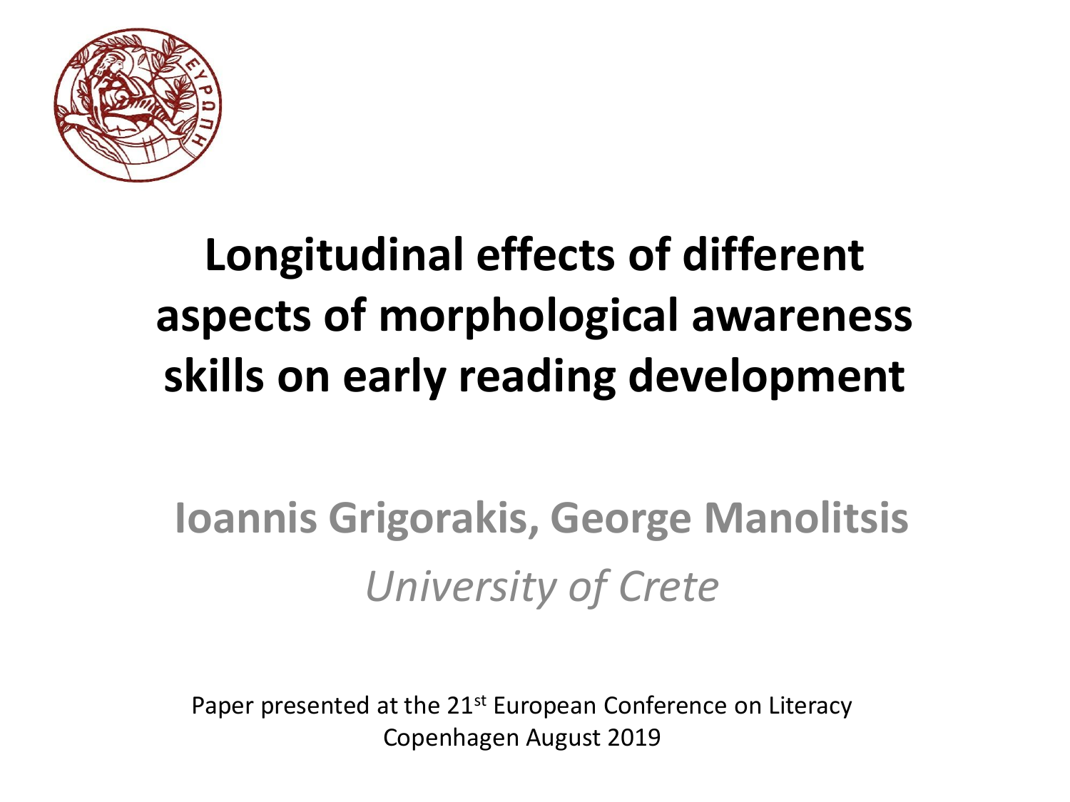# Longitudinal effects of different aspects of morphological awareness skills on early reading development

**Ioannis Grigorakis, George Manolitsis**

*University of Crete*

Paper presented at the 21st European Conference on Literacy
Copenhagen August 2019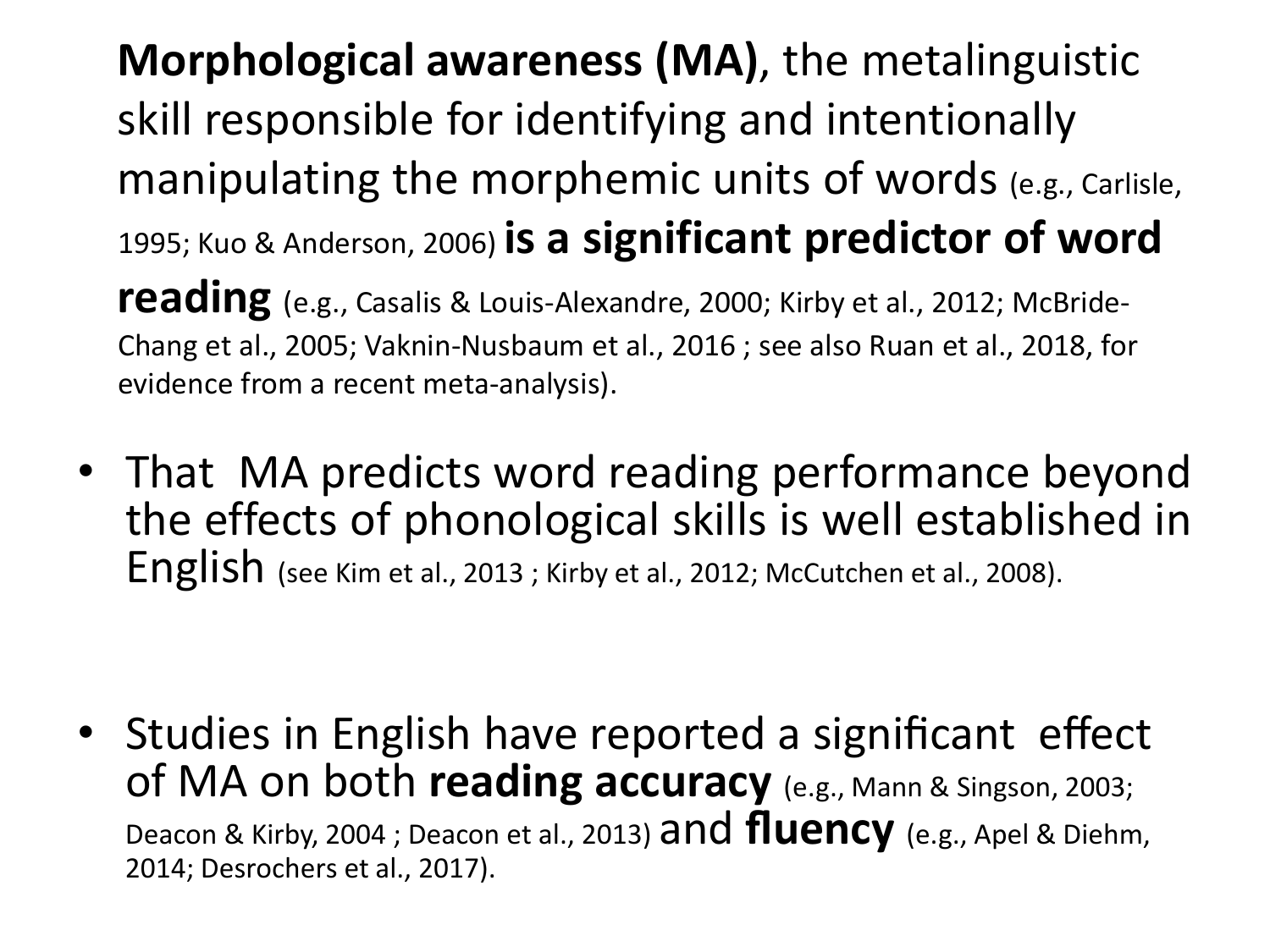**Morphological awareness (MA)**, the metalinguistic skill responsible for identifying and intentionally manipulating the morphemic units of words (e.g., Carlisle, 1995; Kuo & Anderson, 2006) **is a significant predictor of word reading** (e.g., Casalis & Louis-Alexandre, 2000; Kirby et al., 2012; McBride-Chang et al., 2005; Vaknin-Nusbaum et al., 2016 ; see also Ruan et al., 2018, for evidence from a recent meta-analysis).

- That MA predicts word reading performance beyond the effects of phonological skills is well established in English (see Kim et al., 2013 ; Kirby et al., 2012; McCutchen et al., 2008).

- Studies in English have reported a significant effect of MA on both **reading accuracy** (e.g., Mann & Singson, 2003; Deacon & Kirby, 2004 ; Deacon et al., 2013) and **fluency** (e.g., Apel & Diehm, 2014; Desrochers et al., 2017).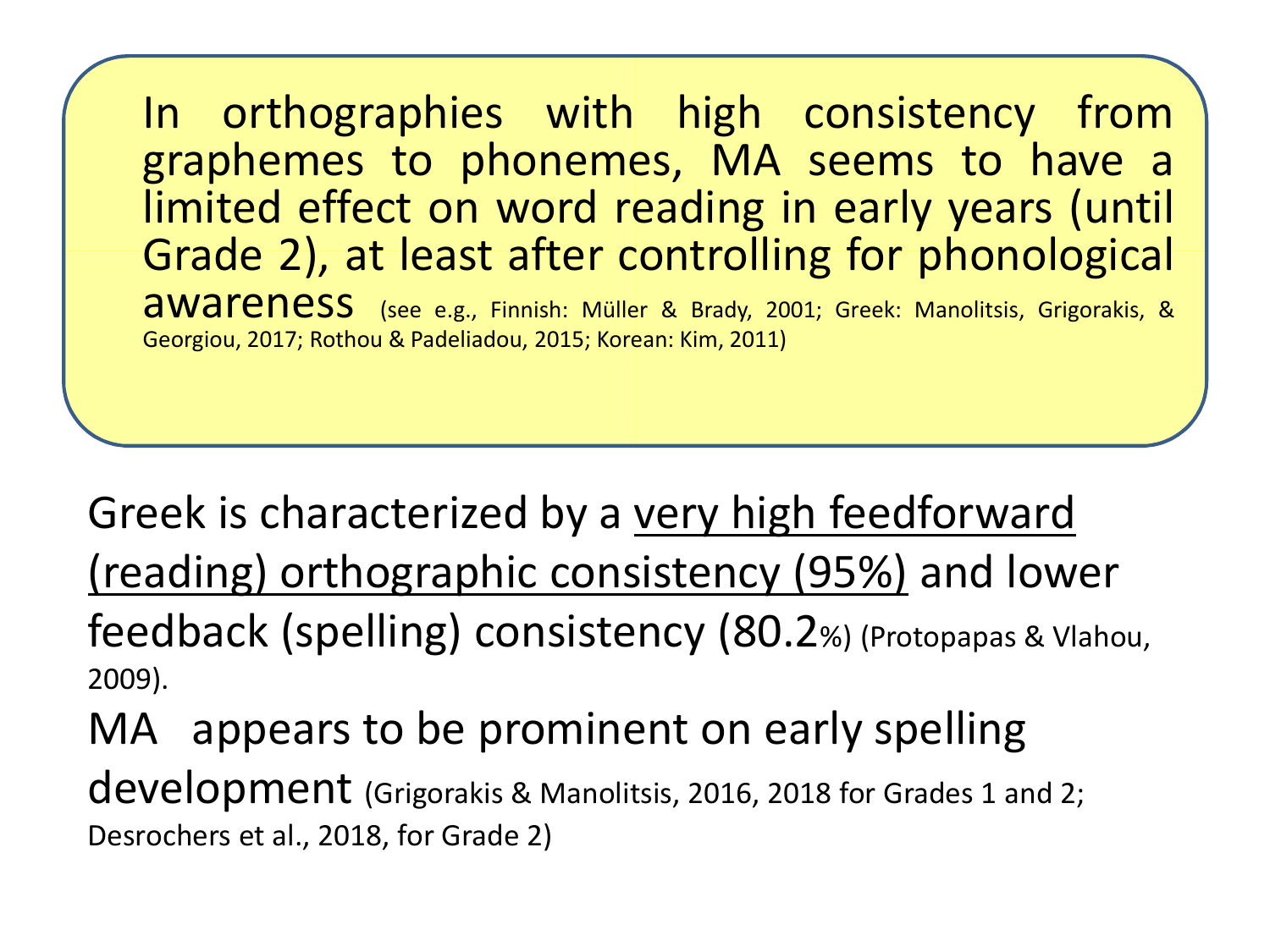In orthographies with high consistency from graphemes to phonemes, MA seems to have a limited effect on word reading in early years (until Grade 2), at least after controlling for phonological awareness (see e.g., Finnish: Müller & Brady, 2001; Greek: Manolitsis, Grigorakis, & Georgiou, 2017; Rothou & Padeliadou, 2015; Korean: Kim, 2011)

Greek is characterized by a <u>very high feedforward (reading) orthographic consistency (95%)</u> and lower feedback (spelling) consistency (80.2%) (Protopapas & Vlahou, 2009).

MA appears to be prominent on early spelling development (Grigorakis & Manolitsis, 2016, 2018 for Grades 1 and 2; Desrochers et al., 2018, for Grade 2)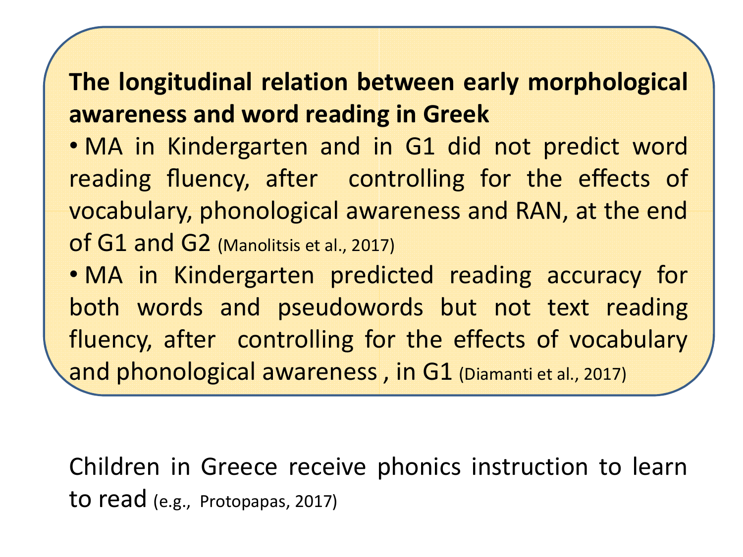**The longitudinal relation between early morphological awareness and word reading in Greek**

- MA in Kindergarten and in G1 did not predict word reading fluency, after controlling for the effects of vocabulary, phonological awareness and RAN, at the end of G1 and G2 (Manolitsis et al., 2017)
- MA in Kindergarten predicted reading accuracy for both words and pseudowords but not text reading fluency, after controlling for the effects of vocabulary and phonological awareness , in G1 (Diamanti et al., 2017)

Children in Greece receive phonics instruction to learn to read (e.g., Protopapas, 2017)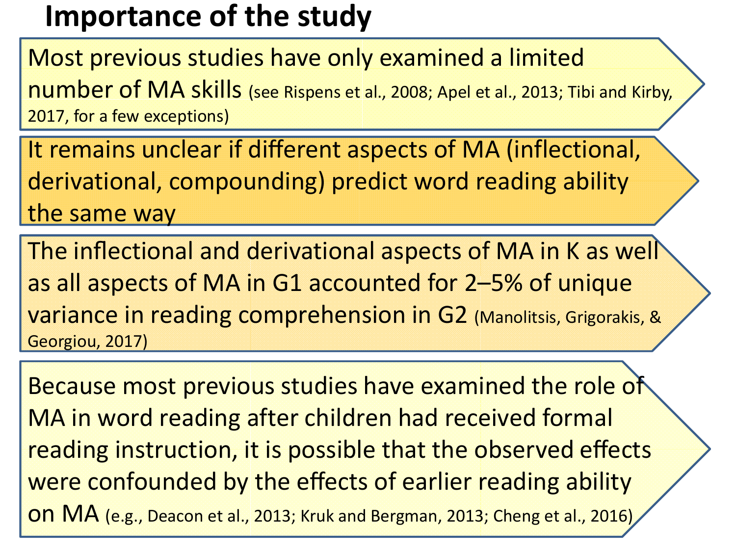# Importance of the study

- Most previous studies have only examined a limited number of MA skills (see Rispens et al., 2008; Apel et al., 2013; Tibi and Kirby, 2017, for a few exceptions)

- It remains unclear if different aspects of MA (inflectional, derivational, compounding) predict word reading ability the same way

- The inflectional and derivational aspects of MA in K as well as all aspects of MA in G1 accounted for 2–5% of unique variance in reading comprehension in G2 (Manolitsis, Grigorakis, & Georgiou, 2017)

- Because most previous studies have examined the role of MA in word reading after children had received formal reading instruction, it is possible that the observed effects were confounded by the effects of earlier reading ability on MA (e.g., Deacon et al., 2013; Kruk and Bergman, 2013; Cheng et al., 2016)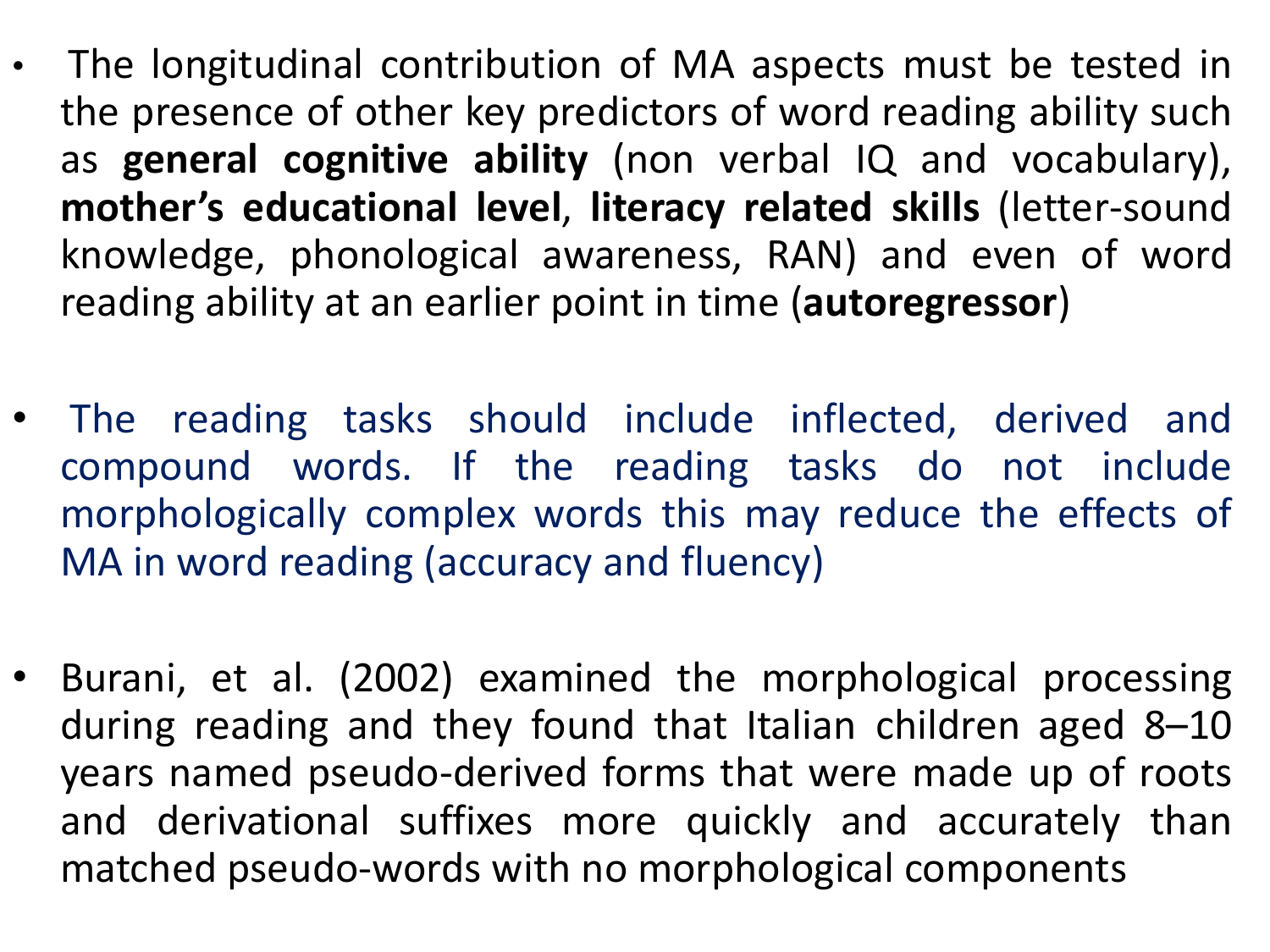- The longitudinal contribution of MA aspects must be tested in the presence of other key predictors of word reading ability such as **general cognitive ability** (non verbal IQ and vocabulary), **mother's educational level**, **literacy related skills** (letter-sound knowledge, phonological awareness, RAN) and even of word reading ability at an earlier point in time (**autoregressor**)

- The reading tasks should include inflected, derived and compound words. If the reading tasks do not include morphologically complex words this may reduce the effects of MA in word reading (accuracy and fluency)

- Burani, et al. (2002) examined the morphological processing during reading and they found that Italian children aged 8–10 years named pseudo-derived forms that were made up of roots and derivational suffixes more quickly and accurately than matched pseudo-words with no morphological components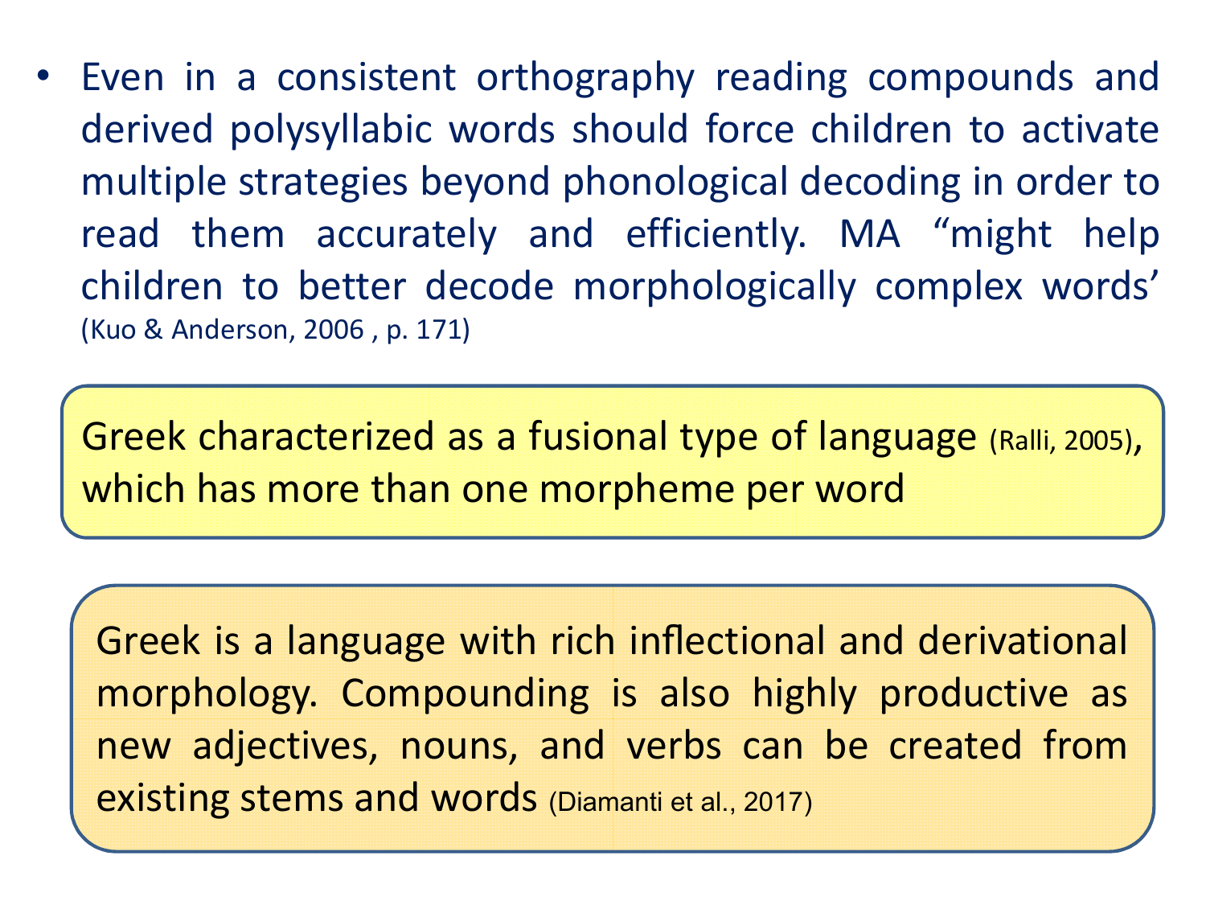- Even in a consistent orthography reading compounds and derived polysyllabic words should force children to activate multiple strategies beyond phonological decoding in order to read them accurately and efficiently. MA "might help children to better decode morphologically complex words' (Kuo & Anderson, 2006 , p. 171)

Greek characterized as a fusional type of language (Ralli, 2005), which has more than one morpheme per word

Greek is a language with rich inflectional and derivational morphology. Compounding is also highly productive as new adjectives, nouns, and verbs can be created from existing stems and words (Diamanti et al., 2017)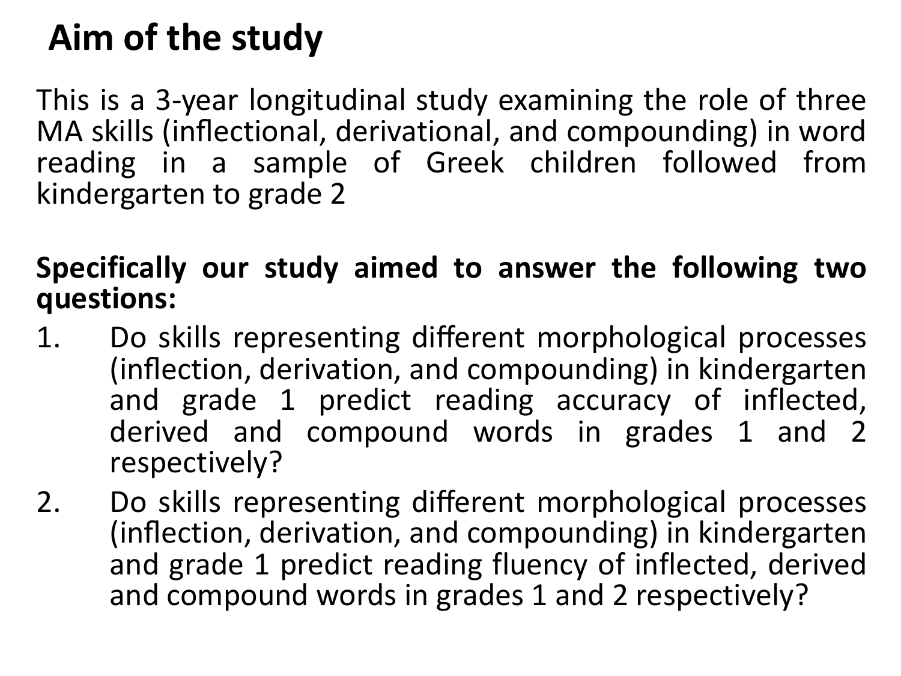# Aim of the study

This is a 3-year longitudinal study examining the role of three MA skills (inflectional, derivational, and compounding) in word reading in a sample of Greek children followed from kindergarten to grade 2

**Specifically our study aimed to answer the following two questions:**

1. Do skills representing different morphological processes (inflection, derivation, and compounding) in kindergarten and grade 1 predict reading accuracy of inflected, derived and compound words in grades 1 and 2 respectively?
2. Do skills representing different morphological processes (inflection, derivation, and compounding) in kindergarten and grade 1 predict reading fluency of inflected, derived and compound words in grades 1 and 2 respectively?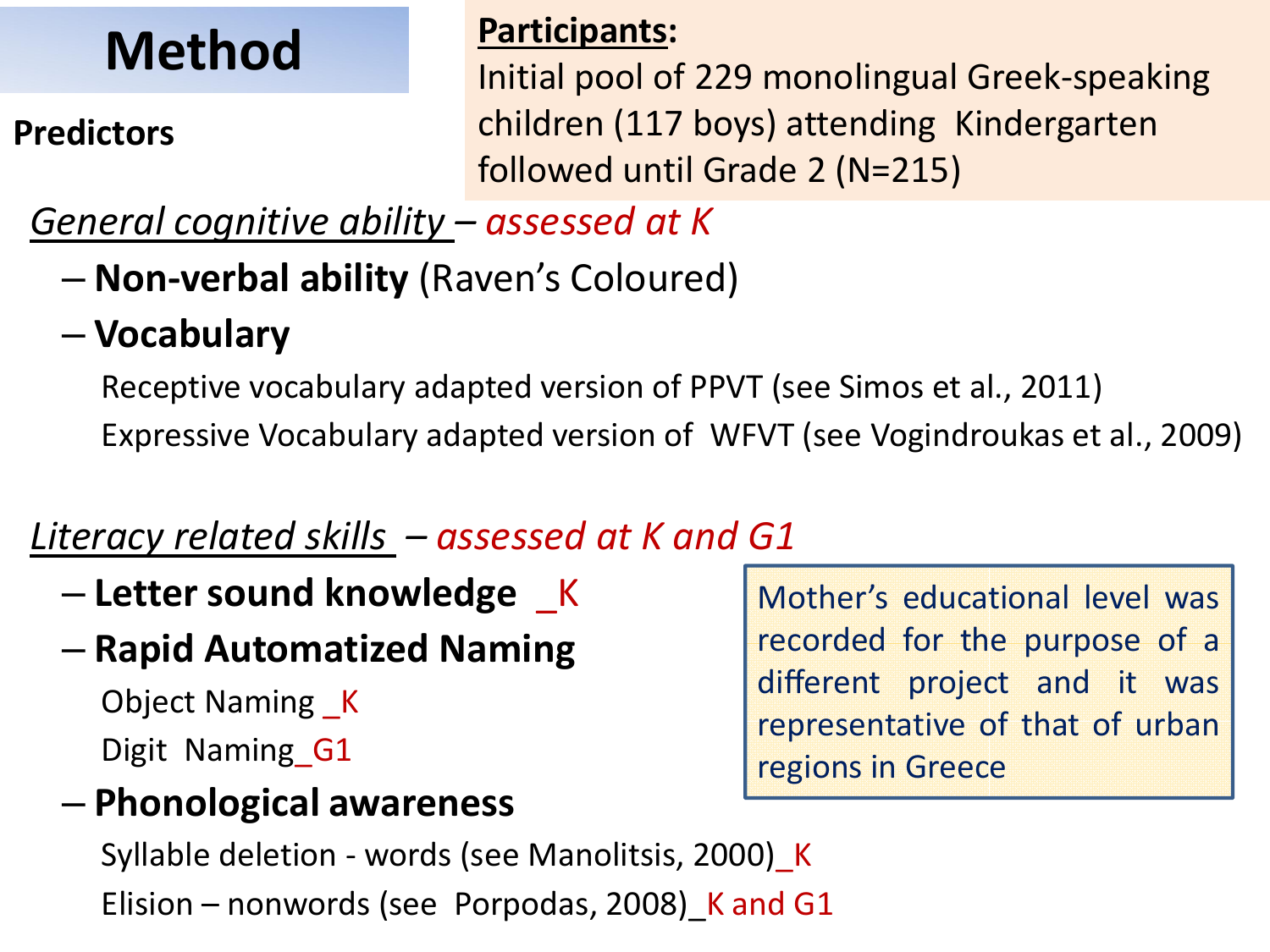# Method

**Participants**:
Initial pool of 229 monolingual Greek-speaking children (117 boys) attending Kindergarten followed until Grade 2 (N=215)

## Predictors

*General cognitive ability* – *assessed at K*

- **Non-verbal ability** (Raven's Coloured)
- **Vocabulary**
  - Receptive vocabulary adapted version of PPVT (see Simos et al., 2011)
  - Expressive Vocabulary adapted version of WFVT (see Vogindroukas et al., 2009)

*Literacy related skills* – *assessed at K and G1*

- **Letter sound knowledge** _K
- **Rapid Automatized Naming**
  - Object Naming _K
  - Digit Naming_G1
- **Phonological awareness**
  - Syllable deletion - words (see Manolitsis, 2000)_K
  - Elision – nonwords (see Porpodas, 2008)_K and G1

Mother's educational level was recorded for the purpose of a different project and it was representative of that of urban regions in Greece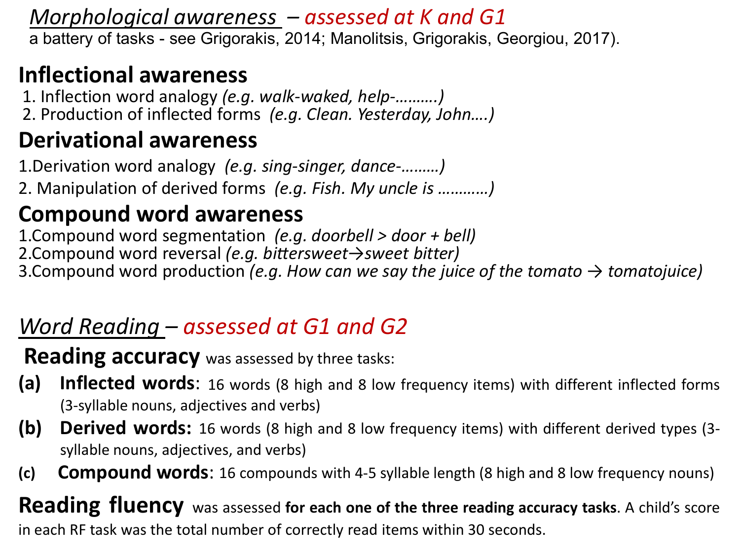## *Morphological awareness* – *assessed at K and G1*

a battery of tasks - see Grigorakis, 2014; Manolitsis, Grigorakis, Georgiou, 2017).

### Inflectional awareness

1. Inflection word analogy *(e.g. walk-waked, help-……….)*
2. Production of inflected forms *(e.g. Clean. Yesterday, John….)*

### Derivational awareness

1. Derivation word analogy *(e.g. sing-singer, dance-………)*
2. Manipulation of derived forms *(e.g. Fish. My uncle is ………..)*

### Compound word awareness

1. Compound word segmentation *(e.g. doorbell > door + bell)*
2. Compound word reversal *(e.g. bittersweet→sweet bitter)*
3. Compound word production *(e.g. How can we say the juice of the tomato → tomatojuice)*

## *Word Reading* – *assessed at G1 and G2*

**Reading accuracy** was assessed by three tasks:

- **(a) Inflected words**: 16 words (8 high and 8 low frequency items) with different inflected forms (3-syllable nouns, adjectives and verbs)
- **(b) Derived words:** 16 words (8 high and 8 low frequency items) with different derived types (3-syllable nouns, adjectives, and verbs)
- **(c) Compound words**: 16 compounds with 4-5 syllable length (8 high and 8 low frequency nouns)

**Reading fluency** was assessed **for each one of the three reading accuracy tasks**. A child's score in each RF task was the total number of correctly read items within 30 seconds.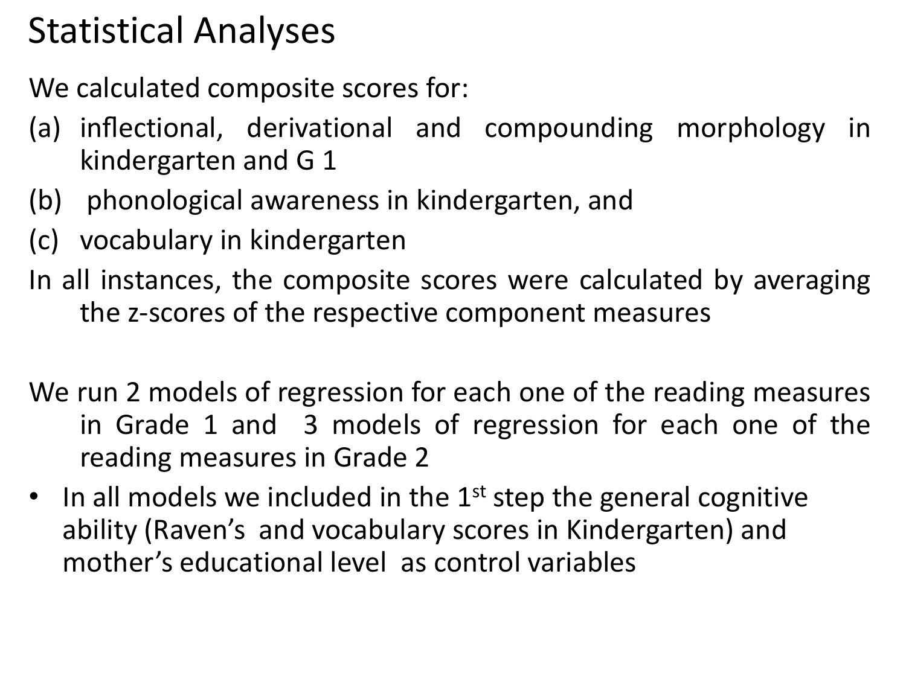# Statistical Analyses

We calculated composite scores for:

(a) inflectional, derivational and compounding morphology in kindergarten and G 1
(b) phonological awareness in kindergarten, and
(c) vocabulary in kindergarten

In all instances, the composite scores were calculated by averaging the z-scores of the respective component measures

We run 2 models of regression for each one of the reading measures in Grade 1 and 3 models of regression for each one of the reading measures in Grade 2

- In all models we included in the 1st step the general cognitive ability (Raven's and vocabulary scores in Kindergarten) and mother's educational level as control variables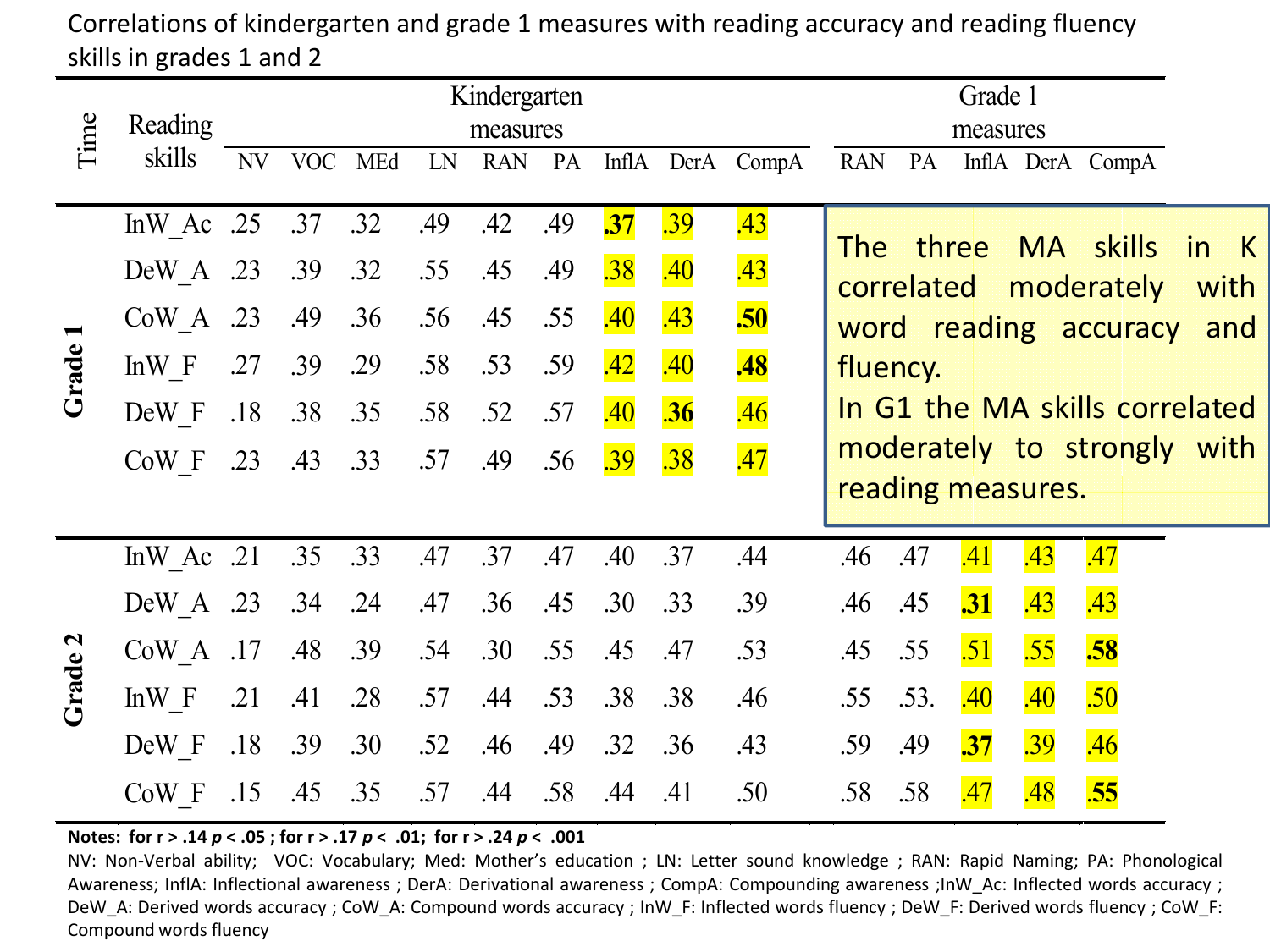Correlations of kindergarten and grade 1 measures with reading accuracy and reading fluency skills in grades 1 and 2

| Time | Reading skills | Kindergarten measures | | | | | | | | | Grade 1 measures | | | | |
|---|---|---|---|---|---|---|---|---|---|---|---|---|---|---|---|
| | | NV | VOC | MEd | LN | RAN | PA | InflA | DerA | CompA | RAN | PA | InflA | DerA | CompA |
| **Grade 1** | InW_Ac | .25 | .37 | .32 | .49 | .42 | .49 | **.37** | .39 | .43 | | | | | |
| | DeW_A | .23 | .39 | .32 | .55 | .45 | .49 | .38 | .40 | .43 | | | | | |
| | CoW_A | .23 | .49 | .36 | .56 | .45 | .55 | .40 | .43 | **.50** | | | | | |
| | InW_F | .27 | .39 | .29 | .58 | .53 | .59 | .42 | .40 | **.48** | | | | | |
| | DeW_F | .18 | .38 | .35 | .58 | .52 | .57 | .40 | **.36** | .46 | | | | | |
| | CoW_F | .23 | .43 | .33 | .57 | .49 | .56 | .39 | .38 | .47 | | | | | |
| **Grade 2** | InW_Ac | .21 | .35 | .33 | .47 | .37 | .47 | .40 | .37 | .44 | .46 | .47 | .41 | .43 | .47 |
| | DeW_A | .23 | .34 | .24 | .47 | .36 | .45 | .30 | .33 | .39 | .46 | .45 | **.31** | .43 | .43 |
| | CoW_A | .17 | .48 | .39 | .54 | .30 | .55 | .45 | .47 | .53 | .45 | .55 | .51 | .55 | **.58** |
| | InW_F | .21 | .41 | .28 | .57 | .44 | .53 | .38 | .38 | .46 | .55 | .53. | .40 | .40 | .50 |
| | DeW_F | .18 | .39 | .30 | .52 | .46 | .49 | .32 | .36 | .43 | .59 | .49 | **.37** | .39 | .46 |
| | CoW_F | .15 | .45 | .35 | .57 | .44 | .58 | .44 | .41 | .50 | .58 | .58 | .47 | .48 | **.55** |

The three MA skills in K correlated moderately with word reading accuracy and fluency.
In G1 the MA skills correlated moderately to strongly with reading measures.

**Notes: for r > .14 $p < .05$ ; for r > .17 $p < .01$; for r > .24 $p < .001$**

NV: Non-Verbal ability; VOC: Vocabulary; Med: Mother's education ; LN: Letter sound knowledge ; RAN: Rapid Naming; PA: Phonological Awareness; InflA: Inflectional awareness ; DerA: Derivational awareness ; CompA: Compounding awareness ;InW_Ac: Inflected words accuracy ; DeW_A: Derived words accuracy ; CoW_A: Compound words accuracy ; InW_F: Inflected words fluency ; DeW_F: Derived words fluency ; CoW_F: Compound words fluency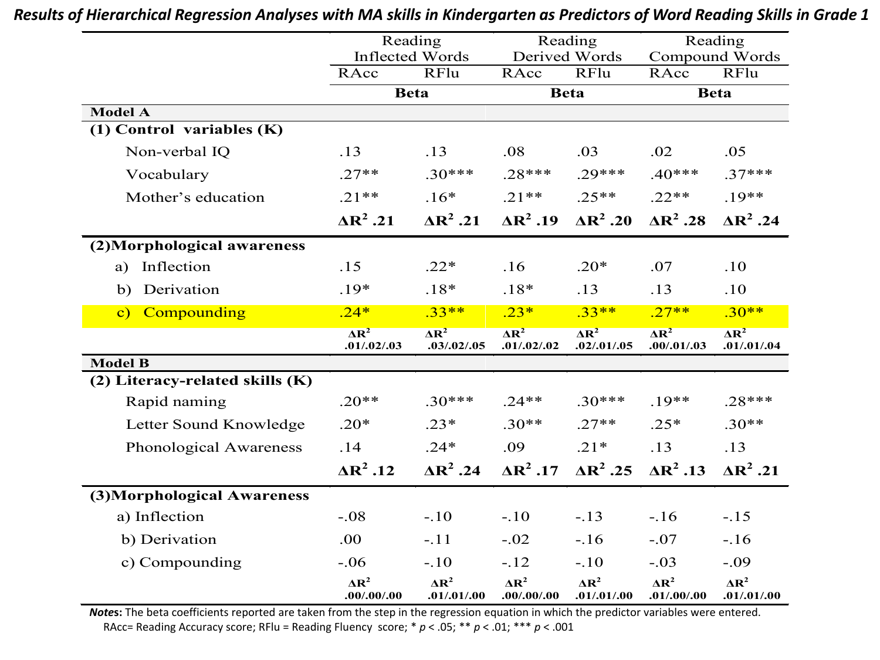***Results of Hierarchical Regression Analyses with MA skills in Kindergarten as Predictors of Word Reading Skills in Grade 1***

| | Reading Inflected Words | | Reading Derived Words | | Reading Compound Words | |
|---|---|---|---|---|---|---|
| | RAcc | RFlu | RAcc | RFlu | RAcc | RFlu |
| | **Beta** | | **Beta** | | **Beta** | |
| **Model A** | | | | | | |
| **(1) Control variables (K)** | | | | | | |
| Non-verbal IQ | .13 | .13 | .08 | .03 | .02 | .05 |
| Vocabulary | .27** | .30*** | .28*** | .29*** | .40*** | .37*** |
| Mother's education | .21** | .16* | .21** | .25** | .22** | .19** |
| | **$\Delta R^2$ .21** | **$\Delta R^2$ .21** | **$\Delta R^2$ .19** | **$\Delta R^2$ .20** | **$\Delta R^2$ .28** | **$\Delta R^2$ .24** |
| **(2)Morphological awareness** | | | | | | |
| a) Inflection | .15 | .22* | .16 | .20* | .07 | .10 |
| b) Derivation | .19* | .18* | .18* | .13 | .13 | .10 |
| c) Compounding | .24* | .33** | .23* | .33** | .27** | .30** |
| | **$\Delta R^2$ .01/.02/.03** | **$\Delta R^2$ .03/.02/.05** | **$\Delta R^2$ .01/.02/.02** | **$\Delta R^2$ .02/.01/.05** | **$\Delta R^2$ .00/.01/.03** | **$\Delta R^2$ .01/.01/.04** |
| **Model B** | | | | | | |
| **(2) Literacy-related skills (K)** | | | | | | |
| Rapid naming | .20** | .30*** | .24** | .30*** | .19** | .28*** |
| Letter Sound Knowledge | .20* | .23* | .30** | .27** | .25* | .30** |
| Phonological Awareness | .14 | .24* | .09 | .21* | .13 | .13 |
| | **$\Delta R^2$ .12** | **$\Delta R^2$ .24** | **$\Delta R^2$ .17** | **$\Delta R^2$ .25** | **$\Delta R^2$ .13** | **$\Delta R^2$ .21** |
| **(3)Morphological Awareness** | | | | | | |
| a) Inflection | -.08 | -.10 | -.10 | -.13 | -.16 | -.15 |
| b) Derivation | .00 | -.11 | -.02 | -.16 | -.07 | -.16 |
| c) Compounding | -.06 | -.10 | -.12 | -.10 | -.03 | -.09 |
| | **$\Delta R^2$ .00/.00/.00** | **$\Delta R^2$ .01/.01/.00** | **$\Delta R^2$ .00/.00/.00** | **$\Delta R^2$ .01/.01/.00** | **$\Delta R^2$ .01/.00/.00** | **$\Delta R^2$ .01/.01/.00** |

***Notes***: The beta coefficients reported are taken from the step in the regression equation in which the predictor variables were entered. RAcc= Reading Accuracy score; RFlu = Reading Fluency score; * $p < .05$; ** $p < .01$; *** $p < .001$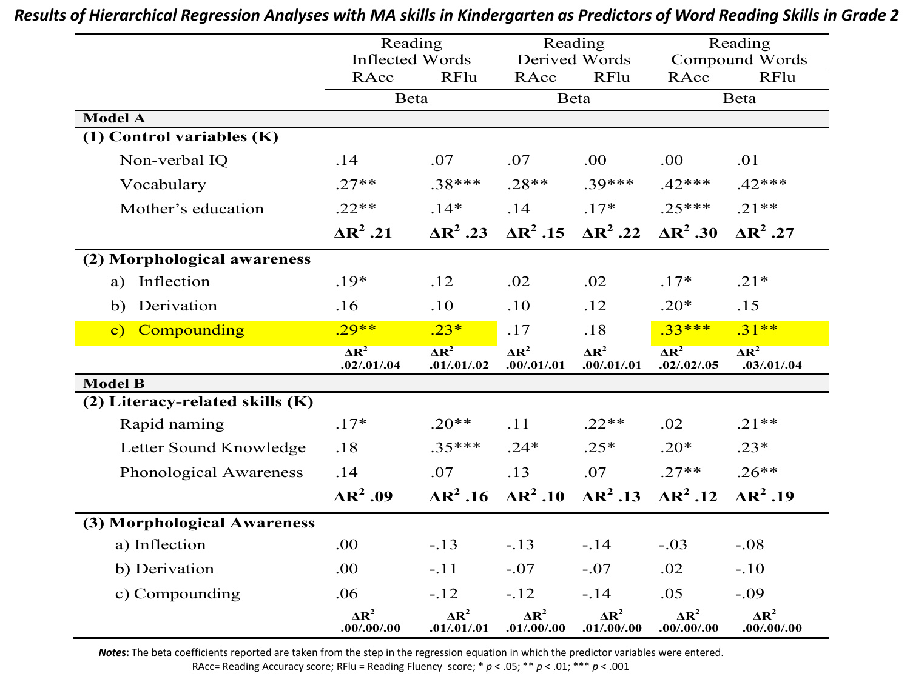**Results of Hierarchical Regression Analyses with MA skills in Kindergarten as Predictors of Word Reading Skills in Grade 2**

| | Reading Inflected Words | | Reading Derived Words | | Reading Compound Words | |
|---|---|---|---|---|---|---|
| | RAcc | RFlu | RAcc | RFlu | RAcc | RFlu |
| | Beta | | Beta | | Beta | |
| **Model A** | | | | | | |
| **(1) Control variables (K)** | | | | | | |
| Non-verbal IQ | .14 | .07 | .07 | .00 | .00 | .01 |
| Vocabulary | .27** | .38*** | .28** | .39*** | .42*** | .42*** |
| Mother's education | .22** | .14* | .14 | .17* | .25*** | .21** |
| | **$\Delta R^2$ .21** | **$\Delta R^2$ .23** | **$\Delta R^2$ .15** | **$\Delta R^2$ .22** | **$\Delta R^2$ .30** | **$\Delta R^2$ .27** |
| **(2) Morphological awareness** | | | | | | |
| a) Inflection | .19* | .12 | .02 | .02 | .17* | .21* |
| b) Derivation | .16 | .10 | .10 | .12 | .20* | .15 |
| c) Compounding | .29** | .23* | .17 | .18 | .33*** | .31** |
| | **$\Delta R^2$ .02/.01/.04** | **$\Delta R^2$ .01/.01/.02** | **$\Delta R^2$ .00/.01/.01** | **$\Delta R^2$ .00/.01/.01** | **$\Delta R^2$ .02/.02/.05** | **$\Delta R^2$ .03/.01/.04** |
| **Model B** | | | | | | |
| **(2) Literacy-related skills (K)** | | | | | | |
| Rapid naming | .17* | .20** | .11 | .22** | .02 | .21** |
| Letter Sound Knowledge | .18 | .35*** | .24* | .25* | .20* | .23* |
| Phonological Awareness | .14 | .07 | .13 | .07 | .27** | .26** |
| | **$\Delta R^2$ .09** | **$\Delta R^2$ .16** | **$\Delta R^2$ .10** | **$\Delta R^2$ .13** | **$\Delta R^2$ .12** | **$\Delta R^2$ .19** |
| **(3) Morphological Awareness** | | | | | | |
| a) Inflection | .00 | -.13 | -.13 | -.14 | -.03 | -.08 |
| b) Derivation | .00 | -.11 | -.07 | -.07 | .02 | -.10 |
| c) Compounding | .06 | -.12 | -.12 | -.14 | .05 | -.09 |
| | **$\Delta R^2$ .00/.00/.00** | **$\Delta R^2$ .01/.01/.01** | **$\Delta R^2$ .01/.00/.00** | **$\Delta R^2$ .01/.00/.00** | **$\Delta R^2$ .00/.00/.00** | **$\Delta R^2$ .00/.00/.00** |

***Notes***: The beta coefficients reported are taken from the step in the regression equation in which the predictor variables were entered.
RAcc= Reading Accuracy score; RFlu = Reading Fluency score; * $p < .05$; ** $p < .01$; *** $p < .001$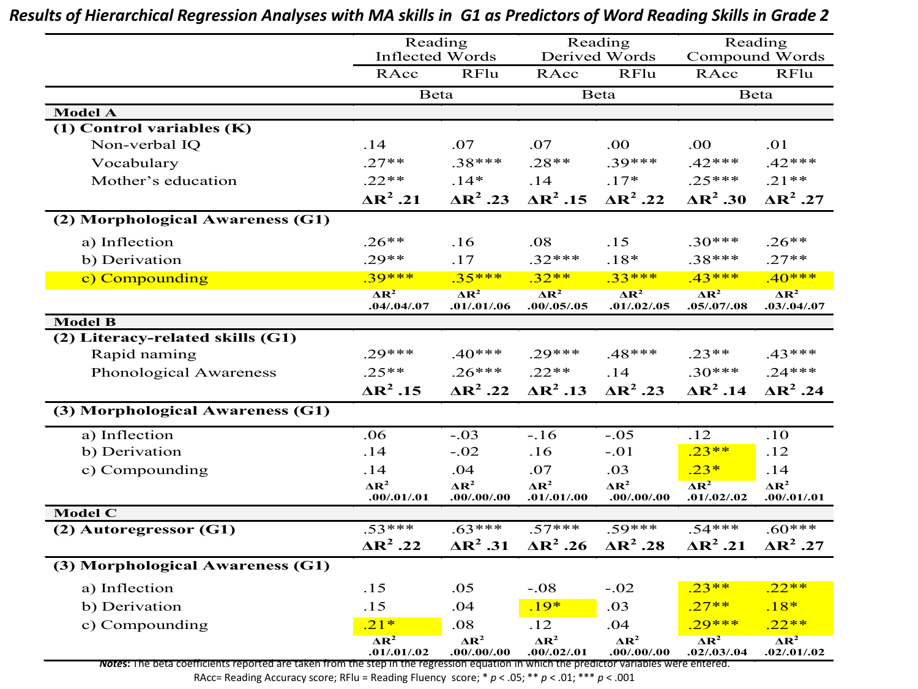# Results of Hierarchical Regression Analyses with MA skills in G1 as Predictors of Word Reading Skills in Grade 2

| | Reading Inflected Words | | Reading Derived Words | | Reading Compound Words | |
|---|---|---|---|---|---|---|
| | RAcc | RFlu | RAcc | RFlu | RAcc | RFlu |
| | Beta | | Beta | | Beta | |
| **Model A** | | | | | | |
| **(1) Control variables (K)** | | | | | | |
| Non-verbal IQ | .14 | .07 | .07 | .00 | .00 | .01 |
| Vocabulary | .27** | .38*** | .28** | .39*** | .42*** | .42*** |
| Mother's education | .22** | .14* | .14 | .17* | .25*** | .21** |
| | **$\Delta R^2$ .21** | **$\Delta R^2$ .23** | **$\Delta R^2$ .15** | **$\Delta R^2$ .22** | **$\Delta R^2$ .30** | **$\Delta R^2$ .27** |
| **(2) Morphological Awareness (G1)** | | | | | | |
| a) Inflection | .26** | .16 | .08 | .15 | .30*** | .26** |
| b) Derivation | .29** | .17 | .32*** | .18* | .38*** | .27** |
| c) Compounding | .39*** | .35*** | .32** | .33*** | .43*** | .40*** |
| | $\Delta R^2$ .04/.04/.07 | $\Delta R^2$ .01/.01/.06 | $\Delta R^2$ .00/.05/.05 | $\Delta R^2$ .01/.02/.05 | $\Delta R^2$ .05/.07/.08 | $\Delta R^2$ .03/.04/.07 |
| **Model B** | | | | | | |
| **(2) Literacy-related skills (G1)** | | | | | | |
| Rapid naming | .29*** | .40*** | .29*** | .48*** | .23** | .43*** |
| Phonological Awareness | .25** | .26*** | .22** | .14 | .30*** | .24*** |
| | **$\Delta R^2$ .15** | **$\Delta R^2$ .22** | **$\Delta R^2$ .13** | **$\Delta R^2$ .23** | **$\Delta R^2$ .14** | **$\Delta R^2$ .24** |
| **(3) Morphological Awareness (G1)** | | | | | | |
| a) Inflection | .06 | -.03 | -.16 | -.05 | .12 | .10 |
| b) Derivation | .14 | -.02 | .16 | -.01 | .23** | .12 |
| c) Compounding | .14 | .04 | .07 | .03 | .23* | .14 |
| | $\Delta R^2$ .00/.01/.01 | $\Delta R^2$ .00/.00/.00 | $\Delta R^2$ .01/.01/.00 | $\Delta R^2$ .00/.00/.00 | $\Delta R^2$ .01/.02/.02 | $\Delta R^2$ .00/.01/.01 |
| **Model C** | | | | | | |
| **(2) Autoregressor (G1)** | .53*** | .63*** | .57*** | .59*** | .54*** | .60*** |
| | **$\Delta R^2$ .22** | **$\Delta R^2$ .31** | **$\Delta R^2$ .26** | **$\Delta R^2$ .28** | **$\Delta R^2$ .21** | **$\Delta R^2$ .27** |
| **(3) Morphological Awareness (G1)** | | | | | | |
| a) Inflection | .15 | .05 | -.08 | -.02 | .23** | .22** |
| b) Derivation | .15 | .04 | .19* | .03 | .27** | .18* |
| c) Compounding | .21* | .08 | .12 | .04 | .29*** | .22** |
| | $\Delta R^2$ .01/.01/.02 | $\Delta R^2$ .00/.00/.00 | $\Delta R^2$ .00/.02/.01 | $\Delta R^2$ .00/.00/.00 | $\Delta R^2$ .02/.03/.04 | $\Delta R^2$ .02/.01/.02 |

***Notes:*** The beta coefficients reported are taken from the step in the regression equation in which the predictor variables were entered.
RAcc= Reading Accuracy score; RFlu = Reading Fluency score; * $p < .05$; ** $p < .01$; *** $p < .001$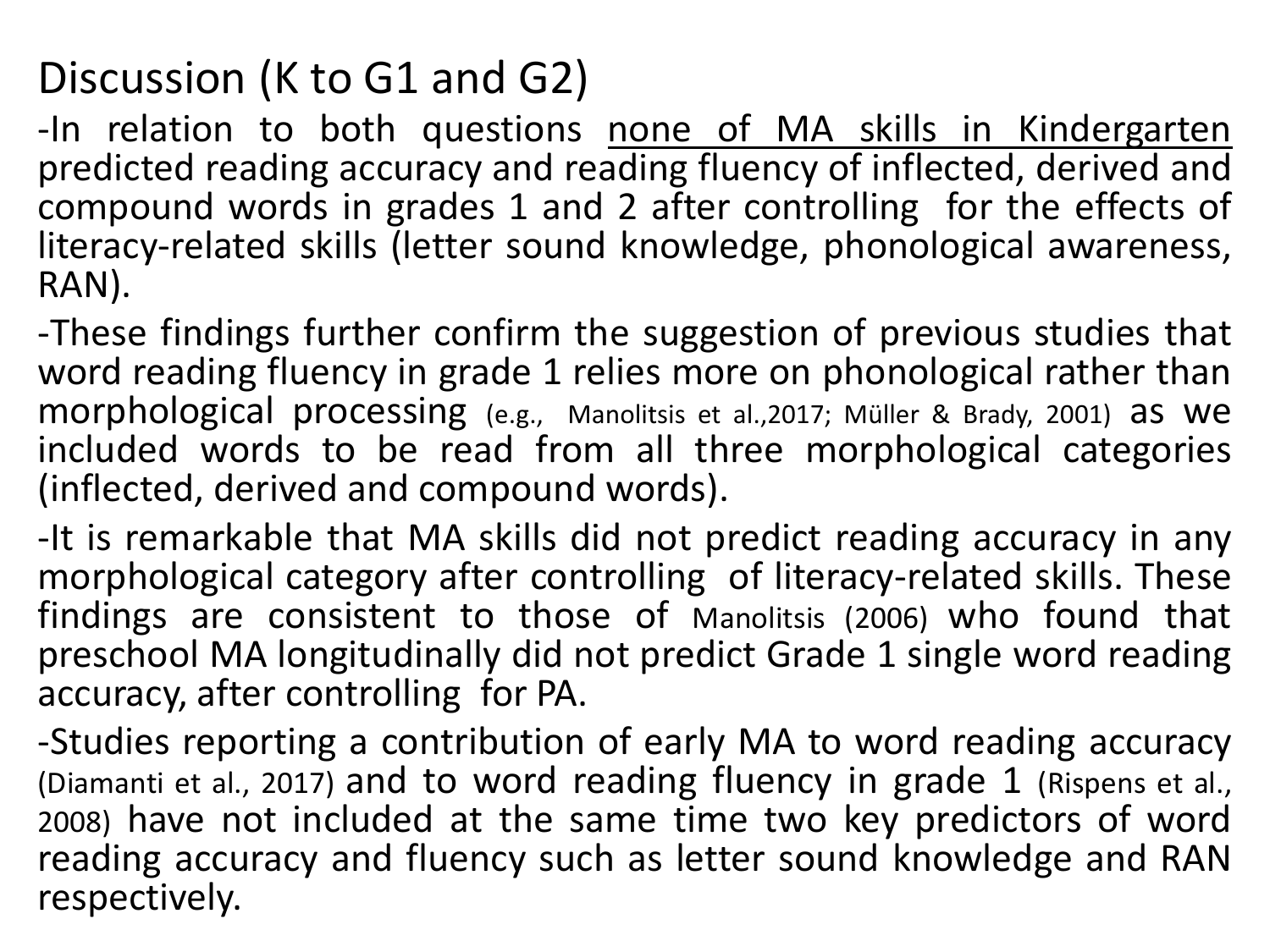# Discussion (K to G1 and G2)

-In relation to both questions <u>none of MA skills in Kindergarten</u> predicted reading accuracy and reading fluency of inflected, derived and compound words in grades 1 and 2 after controlling for the effects of literacy-related skills (letter sound knowledge, phonological awareness, RAN).

-These findings further confirm the suggestion of previous studies that word reading fluency in grade 1 relies more on phonological rather than morphological processing (e.g., Manolitsis et al.,2017; Müller & Brady, 2001) as we included words to be read from all three morphological categories (inflected, derived and compound words).

-It is remarkable that MA skills did not predict reading accuracy in any morphological category after controlling of literacy-related skills. These findings are consistent to those of Manolitsis (2006) who found that preschool MA longitudinally did not predict Grade 1 single word reading accuracy, after controlling for PA.

-Studies reporting a contribution of early MA to word reading accuracy (Diamanti et al., 2017) and to word reading fluency in grade 1 (Rispens et al., 2008) have not included at the same time two key predictors of word reading accuracy and fluency such as letter sound knowledge and RAN respectively.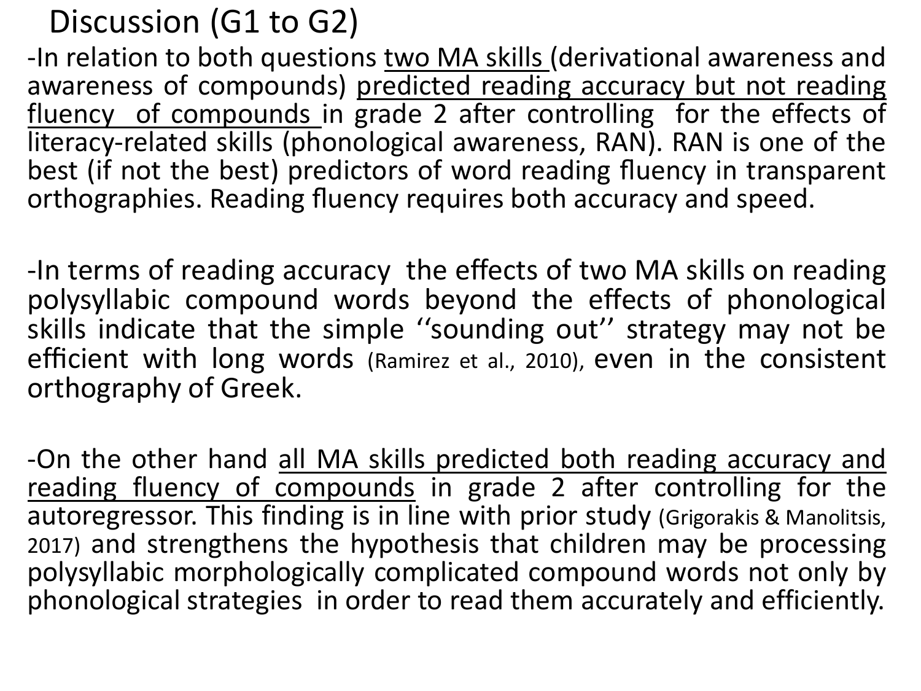# Discussion (G1 to G2)

-In relation to both questions two MA skills (derivational awareness and awareness of compounds) predicted reading accuracy but not reading fluency of compounds in grade 2 after controlling for the effects of literacy-related skills (phonological awareness, RAN). RAN is one of the best (if not the best) predictors of word reading fluency in transparent orthographies. Reading fluency requires both accuracy and speed.

-In terms of reading accuracy the effects of two MA skills on reading polysyllabic compound words beyond the effects of phonological skills indicate that the simple ''sounding out'' strategy may not be efficient with long words (Ramirez et al., 2010), even in the consistent orthography of Greek.

-On the other hand all MA skills predicted both reading accuracy and reading fluency of compounds in grade 2 after controlling for the autoregressor. This finding is in line with prior study (Grigorakis & Manolitsis, 2017) and strengthens the hypothesis that children may be processing polysyllabic morphologically complicated compound words not only by phonological strategies in order to read them accurately and efficiently.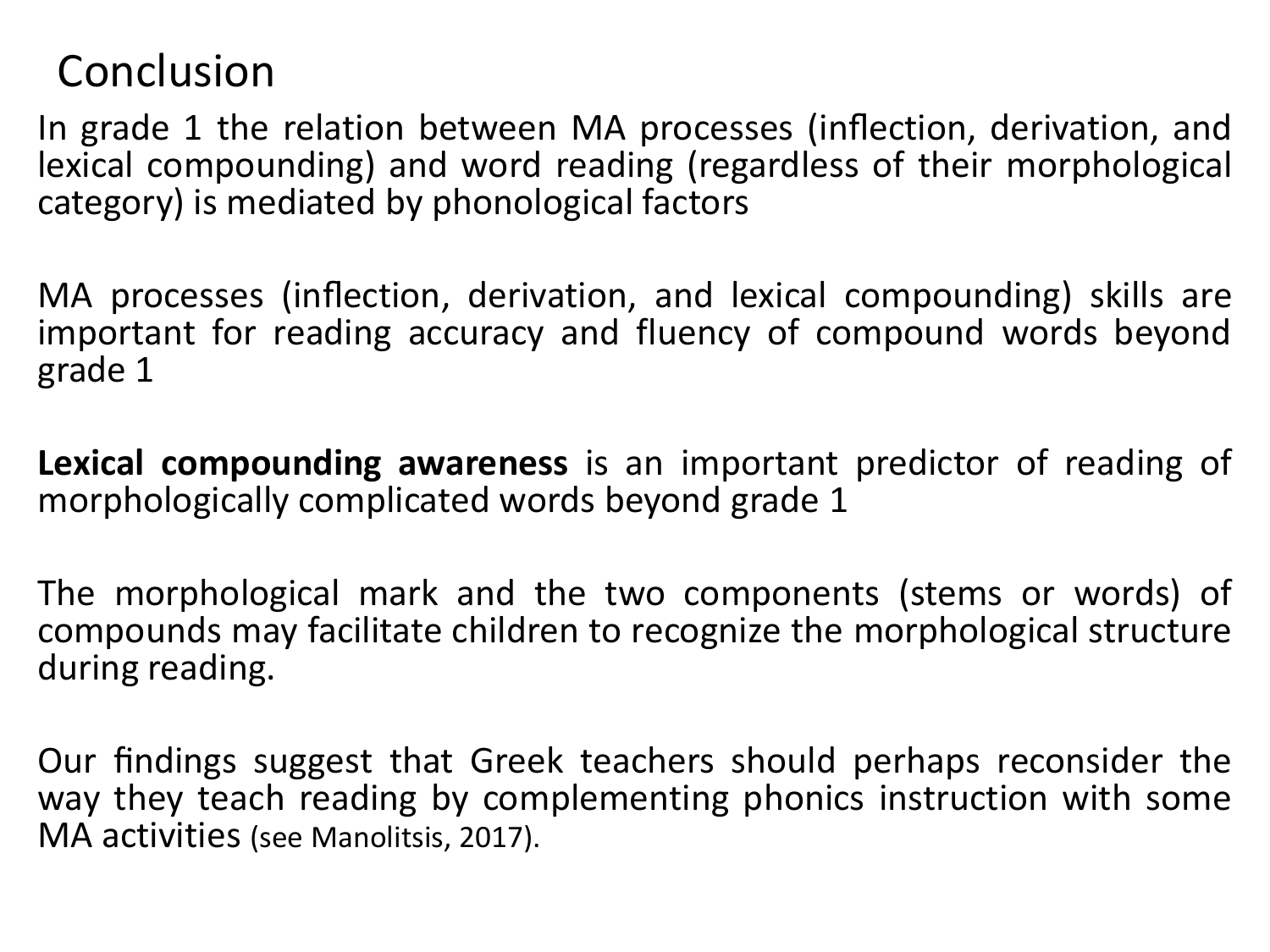# Conclusion

In grade 1 the relation between MA processes (inflection, derivation, and lexical compounding) and word reading (regardless of their morphological category) is mediated by phonological factors

MA processes (inflection, derivation, and lexical compounding) skills are important for reading accuracy and fluency of compound words beyond grade 1

**Lexical compounding awareness** is an important predictor of reading of morphologically complicated words beyond grade 1

The morphological mark and the two components (stems or words) of compounds may facilitate children to recognize the morphological structure during reading.

Our findings suggest that Greek teachers should perhaps reconsider the way they teach reading by complementing phonics instruction with some MA activities (see Manolitsis, 2017).